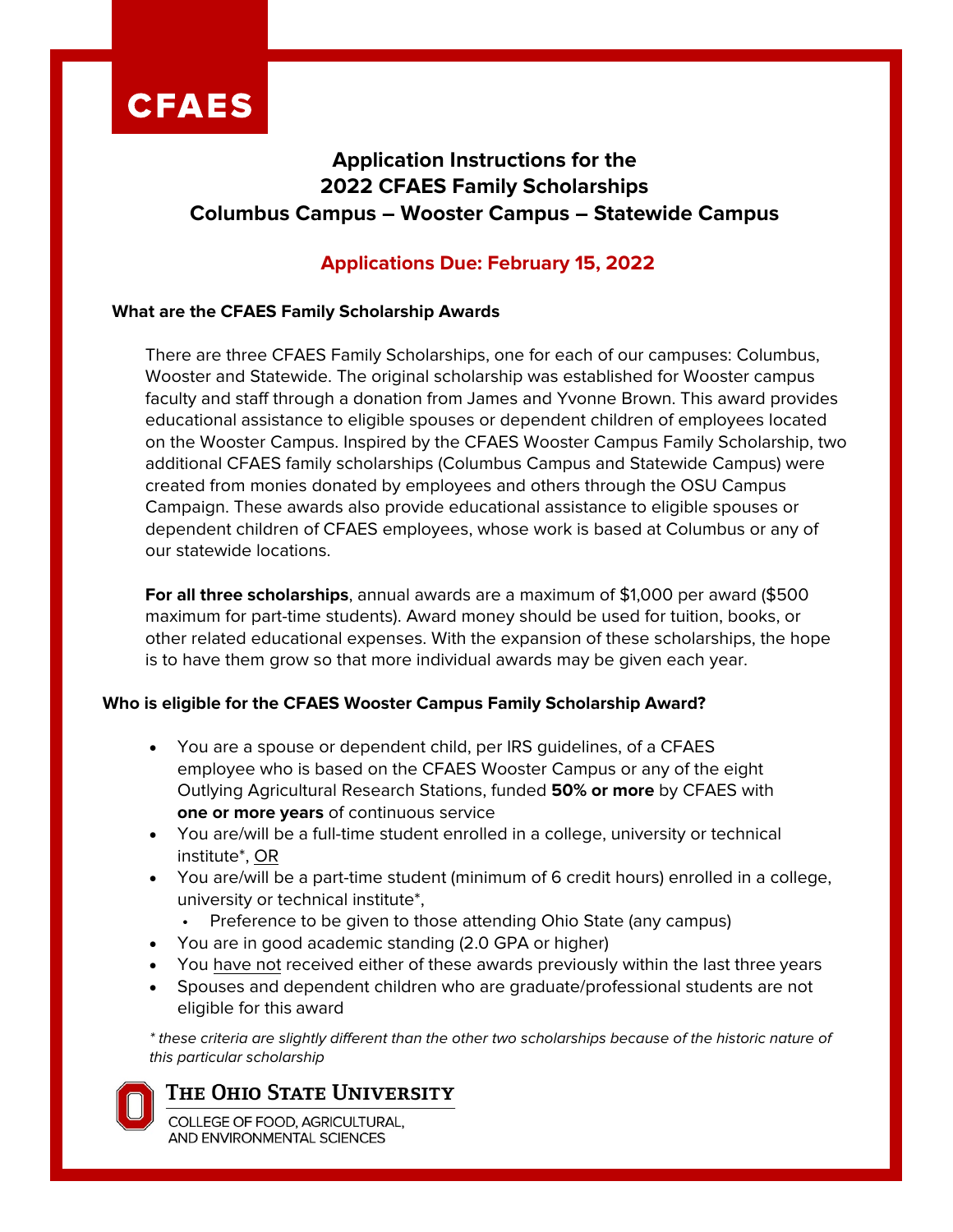CFAES

# Application Instructions for the 2022 CFAES Family Scholarships
## Columbus Campus – Wooster Campus – Statewide Campus

**Applications Due: February 15, 2022**

### What are the CFAES Family Scholarship Awards

There are three CFAES Family Scholarships, one for each of our campuses: Columbus, Wooster and Statewide. The original scholarship was established for Wooster campus faculty and staff through a donation from James and Yvonne Brown. This award provides educational assistance to eligible spouses or dependent children of employees located on the Wooster Campus. Inspired by the CFAES Wooster Campus Family Scholarship, two additional CFAES family scholarships (Columbus Campus and Statewide Campus) were created from monies donated by employees and others through the OSU Campus Campaign. These awards also provide educational assistance to eligible spouses or dependent children of CFAES employees, whose work is based at Columbus or any of our statewide locations.

**For all three scholarships**, annual awards are a maximum of $1,000 per award ($500 maximum for part-time students). Award money should be used for tuition, books, or other related educational expenses. With the expansion of these scholarships, the hope is to have them grow so that more individual awards may be given each year.

### Who is eligible for the CFAES Wooster Campus Family Scholarship Award?

- You are a spouse or dependent child, per IRS guidelines, of a CFAES employee who is based on the CFAES Wooster Campus or any of the eight Outlying Agricultural Research Stations, funded **50% or more** by CFAES with **one or more years** of continuous service
- You are/will be a full-time student enrolled in a college, university or technical institute*, OR
- You are/will be a part-time student (minimum of 6 credit hours) enrolled in a college, university or technical institute*,
  - Preference to be given to those attending Ohio State (any campus)
- You are in good academic standing (2.0 GPA or higher)
- You have not received either of these awards previously within the last three years
- Spouses and dependent children who are graduate/professional students are not eligible for this award

*\* these criteria are slightly different than the other two scholarships because of the historic nature of this particular scholarship*

The Ohio State University
College of Food, Agricultural, and Environmental Sciences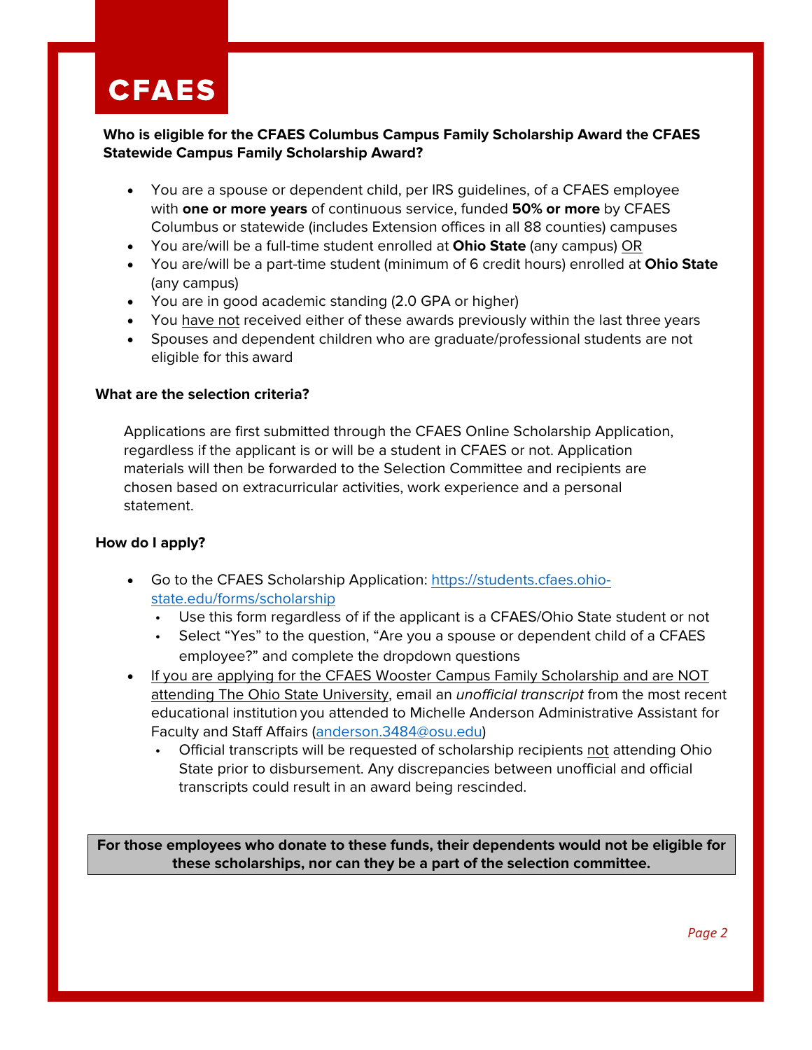# CFAES

**Who is eligible for the CFAES Columbus Campus Family Scholarship Award the CFAES Statewide Campus Family Scholarship Award?**

- You are a spouse or dependent child, per IRS guidelines, of a CFAES employee with **one or more years** of continuous service, funded **50% or more** by CFAES Columbus or statewide (includes Extension offices in all 88 counties) campuses
- You are/will be a full-time student enrolled at **Ohio State** (any campus) OR
- You are/will be a part-time student (minimum of 6 credit hours) enrolled at **Ohio State** (any campus)
- You are in good academic standing (2.0 GPA or higher)
- You have not received either of these awards previously within the last three years
- Spouses and dependent children who are graduate/professional students are not eligible for this award

**What are the selection criteria?**

Applications are first submitted through the CFAES Online Scholarship Application, regardless if the applicant is or will be a student in CFAES or not. Application materials will then be forwarded to the Selection Committee and recipients are chosen based on extracurricular activities, work experience and a personal statement.

**How do I apply?**

- Go to the CFAES Scholarship Application: [https://students.cfaes.ohio-state.edu/forms/scholarship](https://students.cfaes.ohio-state.edu/forms/scholarship)
  - Use this form regardless of if the applicant is a CFAES/Ohio State student or not
  - Select "Yes" to the question, "Are you a spouse or dependent child of a CFAES employee?" and complete the dropdown questions
- If you are applying for the CFAES Wooster Campus Family Scholarship and are NOT attending The Ohio State University, email an *unofficial transcript* from the most recent educational institution you attended to Michelle Anderson Administrative Assistant for Faculty and Staff Affairs ([anderson.3484@osu.edu](mailto:anderson.3484@osu.edu))
  - Official transcripts will be requested of scholarship recipients not attending Ohio State prior to disbursement. Any discrepancies between unofficial and official transcripts could result in an award being rescinded.

**For those employees who donate to these funds, their dependents would not be eligible for these scholarships, nor can they be a part of the selection committee.**